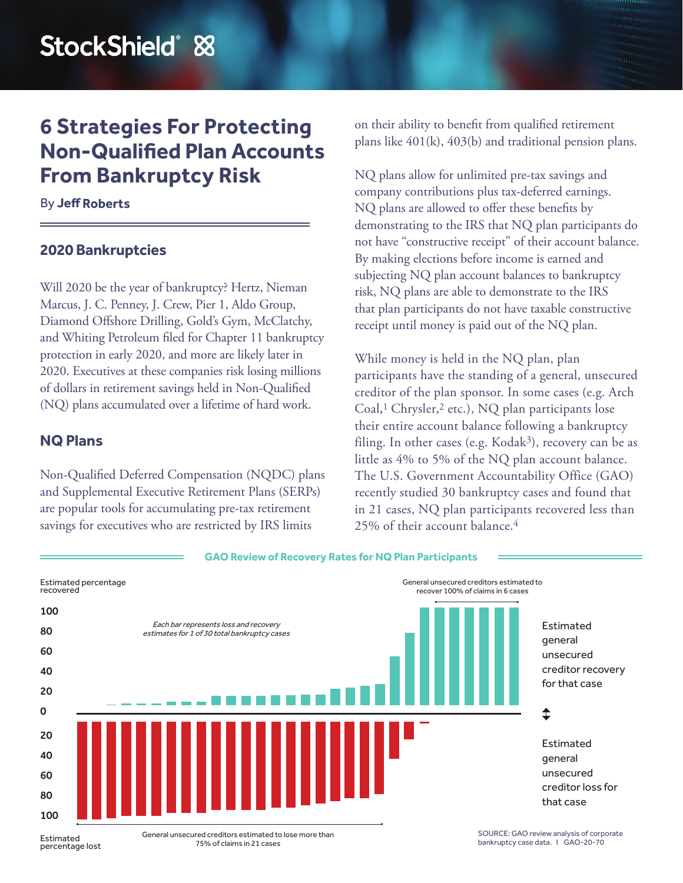# 6 Strategies For Protecting Non-Qualified Plan Accounts From Bankruptcy Risk

By **Jeff Roberts**

## 2020 Bankruptcies

Will 2020 be the year of bankruptcy? Hertz, Nieman Marcus, J. C. Penney, J. Crew, Pier 1, Aldo Group, Diamond Offshore Drilling, Gold's Gym, McClatchy, and Whiting Petroleum filed for Chapter 11 bankruptcy protection in early 2020, and more are likely later in 2020. Executives at these companies risk losing millions of dollars in retirement savings held in Non-Qualified (NQ) plans accumulated over a lifetime of hard work.

## NQ Plans

Non-Qualified Deferred Compensation (NQDC) plans and Supplemental Executive Retirement Plans (SERPs) are popular tools for accumulating pre-tax retirement savings for executives who are restricted by IRS limits on their ability to benefit from qualified retirement plans like 401(k), 403(b) and traditional pension plans.

NQ plans allow for unlimited pre-tax savings and company contributions plus tax-deferred earnings. NQ plans are allowed to offer these benefits by demonstrating to the IRS that NQ plan participants do not have "constructive receipt" of their account balance. By making elections before income is earned and subjecting NQ plan account balances to bankruptcy risk, NQ plans are able to demonstrate to the IRS that plan participants do not have taxable constructive receipt until money is paid out of the NQ plan.

While money is held in the NQ plan, plan participants have the standing of a general, unsecured creditor of the plan sponsor. In some cases (e.g. Arch Coal,[1] Chrysler,[2] etc.), NQ plan participants lose their entire account balance following a bankruptcy filing. In other cases (e.g. Kodak[3]), recovery can be as little as 4% to 5% of the NQ plan account balance. The U.S. Government Accountability Office (GAO) recently studied 30 bankruptcy cases and found that in 21 cases, NQ plan participants recovered less than 25% of their account balance.[4]

**GAO Review of Recovery Rates for NQ Plan Participants**

Estimated percentage recovered

*Each bar represents loss and recovery estimates for 1 of 30 total bankruptcy cases*

General unsecured creditors estimated to recover 100% of claims in 6 cases

Estimated general unsecured creditor recovery for that case

Estimated general unsecured creditor loss for that case

Estimated percentage lost

General unsecured creditors estimated to lose more than 75% of claims in 21 cases

SOURCE: GAO review analysis of corporate bankruptcy case data. | GAO-20-70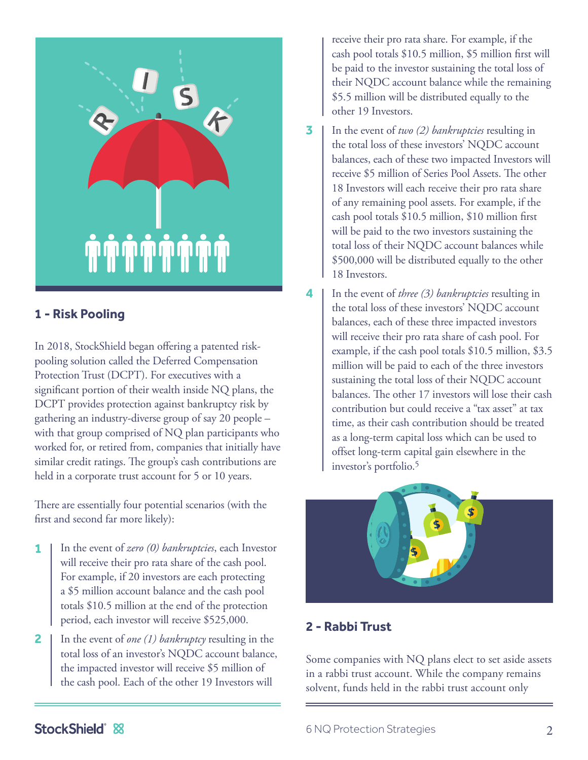## 1 - Risk Pooling

In 2018, StockShield began offering a patented risk-pooling solution called the Deferred Compensation Protection Trust (DCPT). For executives with a significant portion of their wealth inside NQ plans, the DCPT provides protection against bankruptcy risk by gathering an industry-diverse group of say 20 people – with that group comprised of NQ plan participants who worked for, or retired from, companies that initially have similar credit ratings. The group's cash contributions are held in a corporate trust account for 5 or 10 years.

There are essentially four potential scenarios (with the first and second far more likely):

1. In the event of *zero (0) bankruptcies*, each Investor will receive their pro rata share of the cash pool. For example, if 20 investors are each protecting a $5 million account balance and the cash pool totals $10.5 million at the end of the protection period, each investor will receive $525,000.

2. In the event of *one (1) bankruptcy* resulting in the total loss of an investor's NQDC account balance, the impacted investor will receive $5 million of the cash pool. Each of the other 19 Investors will receive their pro rata share. For example, if the cash pool totals $10.5 million, $5 million first will be paid to the investor sustaining the total loss of their NQDC account balance while the remaining $5.5 million will be distributed equally to the other 19 Investors.

3. In the event of *two (2) bankruptcies* resulting in the total loss of these investors' NQDC account balances, each of these two impacted Investors will receive $5 million of Series Pool Assets. The other 18 Investors will each receive their pro rata share of any remaining pool assets. For example, if the cash pool totals $10.5 million, $10 million first will be paid to the two investors sustaining the total loss of their NQDC account balances while $500,000 will be distributed equally to the other 18 Investors.

4. In the event of *three (3) bankruptcies* resulting in the total loss of these investors' NQDC account balances, each of these three impacted investors will receive their pro rata share of cash pool. For example, if the cash pool totals $10.5 million, $3.5 million will be paid to each of the three investors sustaining the total loss of their NQDC account balances. The other 17 investors will lose their cash contribution but could receive a "tax asset" at tax time, as their cash contribution should be treated as a long-term capital loss which can be used to offset long-term capital gain elsewhere in the investor's portfolio.[5]

## 2 - Rabbi Trust

Some companies with NQ plans elect to set aside assets in a rabbi trust account. While the company remains solvent, funds held in the rabbi trust account only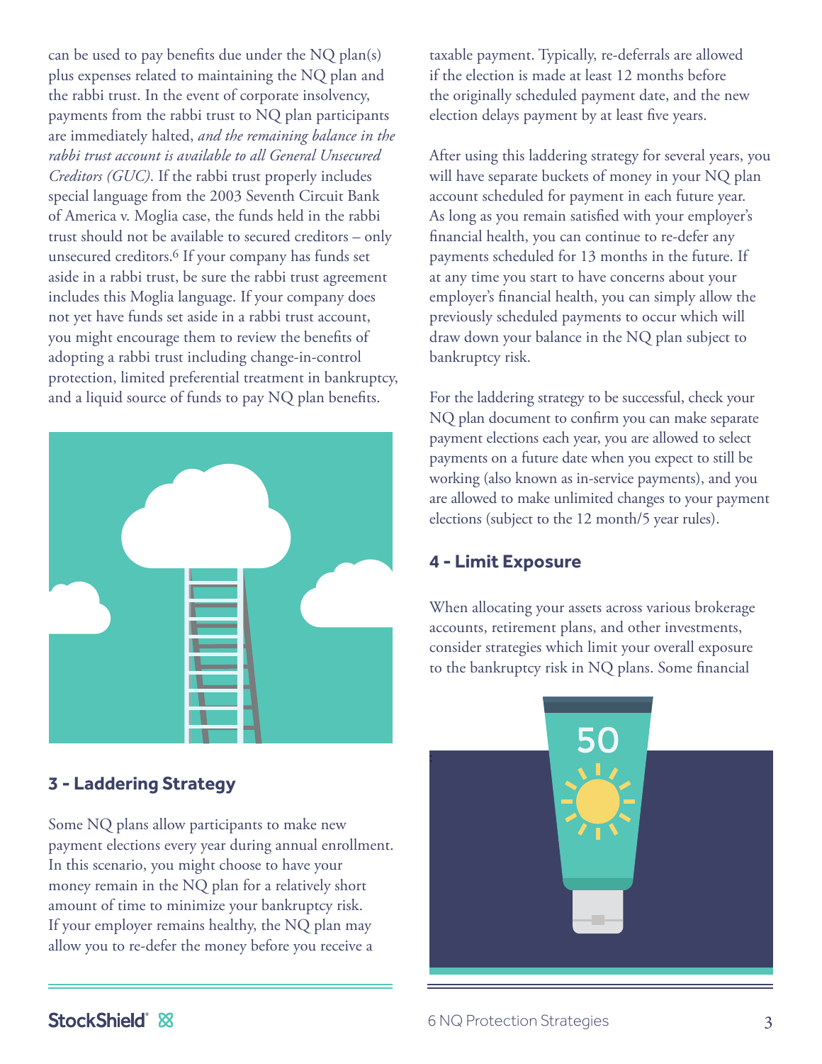can be used to pay benefits due under the NQ plan(s) plus expenses related to maintaining the NQ plan and the rabbi trust. In the event of corporate insolvency, payments from the rabbi trust to NQ plan participants are immediately halted, *and the remaining balance in the rabbi trust account is available to all General Unsecured Creditors (GUC)*. If the rabbi trust properly includes special language from the 2003 Seventh Circuit Bank of America v. Moglia case, the funds held in the rabbi trust should not be available to secured creditors – only unsecured creditors.[6] If your company has funds set aside in a rabbi trust, be sure the rabbi trust agreement includes this Moglia language. If your company does not yet have funds set aside in a rabbi trust account, you might encourage them to review the benefits of adopting a rabbi trust including change-in-control protection, limited preferential treatment in bankruptcy, and a liquid source of funds to pay NQ plan benefits.

## 3 - Laddering Strategy

Some NQ plans allow participants to make new payment elections every year during annual enrollment. In this scenario, you might choose to have your money remain in the NQ plan for a relatively short amount of time to minimize your bankruptcy risk. If your employer remains healthy, the NQ plan may allow you to re-defer the money before you receive a taxable payment. Typically, re-deferrals are allowed if the election is made at least 12 months before the originally scheduled payment date, and the new election delays payment by at least five years.

After using this laddering strategy for several years, you will have separate buckets of money in your NQ plan account scheduled for payment in each future year. As long as you remain satisfied with your employer's financial health, you can continue to re-defer any payments scheduled for 13 months in the future. If at any time you start to have concerns about your employer's financial health, you can simply allow the previously scheduled payments to occur which will draw down your balance in the NQ plan subject to bankruptcy risk.

For the laddering strategy to be successful, check your NQ plan document to confirm you can make separate payment elections each year, you are allowed to select payments on a future date when you expect to still be working (also known as in-service payments), and you are allowed to make unlimited changes to your payment elections (subject to the 12 month/5 year rules).

## 4 - Limit Exposure

When allocating your assets across various brokerage accounts, retirement plans, and other investments, consider strategies which limit your overall exposure to the bankruptcy risk in NQ plans. Some financial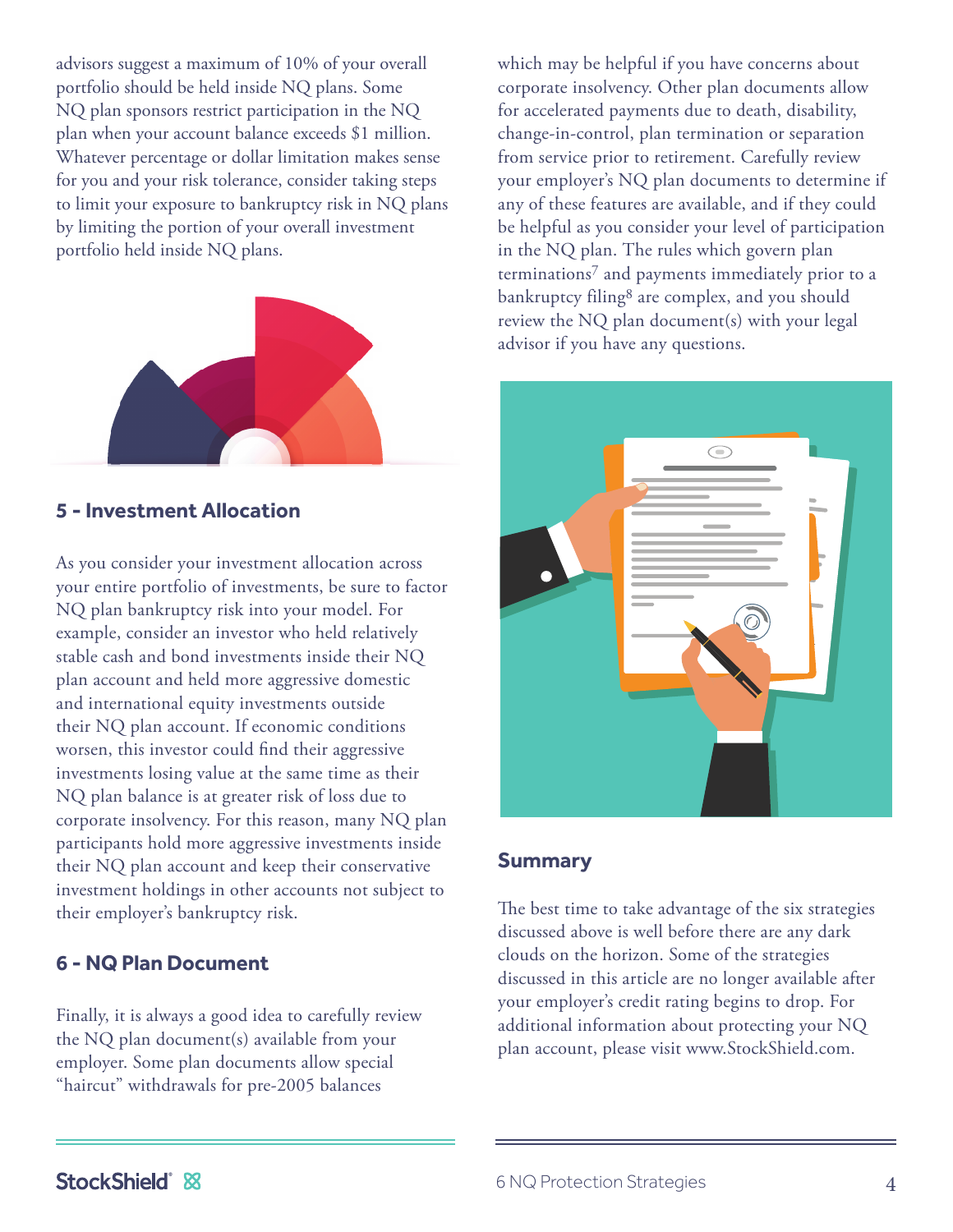advisors suggest a maximum of 10% of your overall portfolio should be held inside NQ plans. Some NQ plan sponsors restrict participation in the NQ plan when your account balance exceeds $1 million. Whatever percentage or dollar limitation makes sense for you and your risk tolerance, consider taking steps to limit your exposure to bankruptcy risk in NQ plans by limiting the portion of your overall investment portfolio held inside NQ plans.

### 5 - Investment Allocation

As you consider your investment allocation across your entire portfolio of investments, be sure to factor NQ plan bankruptcy risk into your model. For example, consider an investor who held relatively stable cash and bond investments inside their NQ plan account and held more aggressive domestic and international equity investments outside their NQ plan account. If economic conditions worsen, this investor could find their aggressive investments losing value at the same time as their NQ plan balance is at greater risk of loss due to corporate insolvency. For this reason, many NQ plan participants hold more aggressive investments inside their NQ plan account and keep their conservative investment holdings in other accounts not subject to their employer's bankruptcy risk.

### 6 - NQ Plan Document

Finally, it is always a good idea to carefully review the NQ plan document(s) available from your employer. Some plan documents allow special "haircut" withdrawals for pre-2005 balances which may be helpful if you have concerns about corporate insolvency. Other plan documents allow for accelerated payments due to death, disability, change-in-control, plan termination or separation from service prior to retirement. Carefully review your employer's NQ plan documents to determine if any of these features are available, and if they could be helpful as you consider your level of participation in the NQ plan. The rules which govern plan terminations[7] and payments immediately prior to a bankruptcy filing[8] are complex, and you should review the NQ plan document(s) with your legal advisor if you have any questions.

### Summary

The best time to take advantage of the six strategies discussed above is well before there are any dark clouds on the horizon. Some of the strategies discussed in this article are no longer available after your employer's credit rating begins to drop. For additional information about protecting your NQ plan account, please visit www.StockShield.com.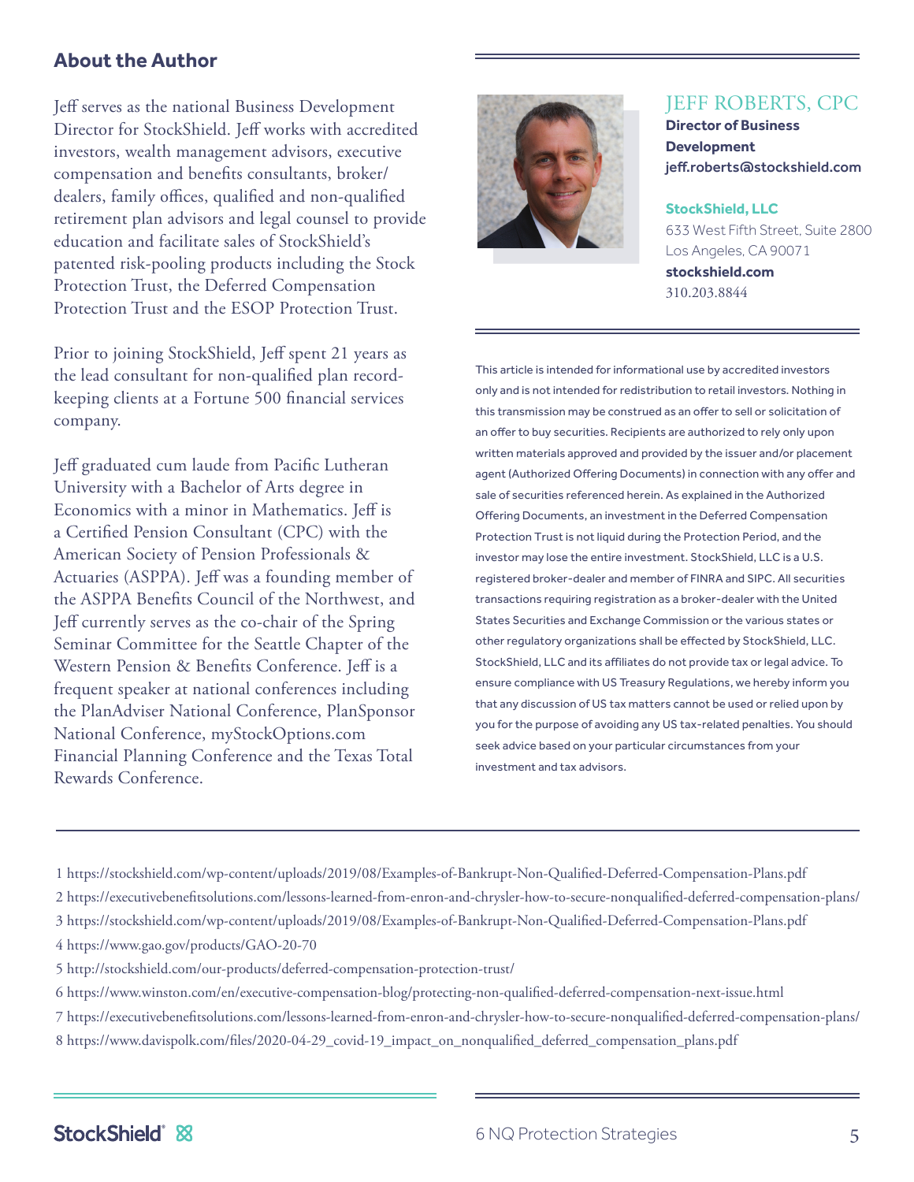## About the Author

Jeff serves as the national Business Development Director for StockShield. Jeff works with accredited investors, wealth management advisors, executive compensation and benefits consultants, broker/dealers, family offices, qualified and non-qualified retirement plan advisors and legal counsel to provide education and facilitate sales of StockShield's patented risk-pooling products including the Stock Protection Trust, the Deferred Compensation Protection Trust and the ESOP Protection Trust.

Prior to joining StockShield, Jeff spent 21 years as the lead consultant for non-qualified plan record-keeping clients at a Fortune 500 financial services company.

Jeff graduated cum laude from Pacific Lutheran University with a Bachelor of Arts degree in Economics with a minor in Mathematics. Jeff is a Certified Pension Consultant (CPC) with the American Society of Pension Professionals & Actuaries (ASPPA). Jeff was a founding member of the ASPPA Benefits Council of the Northwest, and Jeff currently serves as the co-chair of the Spring Seminar Committee for the Seattle Chapter of the Western Pension & Benefits Conference. Jeff is a frequent speaker at national conferences including the PlanAdviser National Conference, PlanSponsor National Conference, myStockOptions.com Financial Planning Conference and the Texas Total Rewards Conference.

JEFF ROBERTS, CPC
**Director of Business Development**
**jeff.roberts@stockshield.com**

**StockShield, LLC**
633 West Fifth Street, Suite 2800
Los Angeles, CA 90071
**stockshield.com**
310.203.8844

This article is intended for informational use by accredited investors only and is not intended for redistribution to retail investors. Nothing in this transmission may be construed as an offer to sell or solicitation of an offer to buy securities. Recipients are authorized to rely only upon written materials approved and provided by the issuer and/or placement agent (Authorized Offering Documents) in connection with any offer and sale of securities referenced herein. As explained in the Authorized Offering Documents, an investment in the Deferred Compensation Protection Trust is not liquid during the Protection Period, and the investor may lose the entire investment. StockShield, LLC is a U.S. registered broker-dealer and member of FINRA and SIPC. All securities transactions requiring registration as a broker-dealer with the United States Securities and Exchange Commission or the various states or other regulatory organizations shall be effected by StockShield, LLC. StockShield, LLC and its affiliates do not provide tax or legal advice. To ensure compliance with US Treasury Regulations, we hereby inform you that any discussion of US tax matters cannot be used or relied upon by you for the purpose of avoiding any US tax-related penalties. You should seek advice based on your particular circumstances from your investment and tax advisors.

1 https://stockshield.com/wp-content/uploads/2019/08/Examples-of-Bankrupt-Non-Qualified-Deferred-Compensation-Plans.pdf
2 https://executivebenefitsolutions.com/lessons-learned-from-enron-and-chrysler-how-to-secure-nonqualified-deferred-compensation-plans/
3 https://stockshield.com/wp-content/uploads/2019/08/Examples-of-Bankrupt-Non-Qualified-Deferred-Compensation-Plans.pdf
4 https://www.gao.gov/products/GAO-20-70
5 http://stockshield.com/our-products/deferred-compensation-protection-trust/
6 https://www.winston.com/en/executive-compensation-blog/protecting-non-qualified-deferred-compensation-next-issue.html
7 https://executivebenefitsolutions.com/lessons-learned-from-enron-and-chrysler-how-to-secure-nonqualified-deferred-compensation-plans/
8 https://www.davispolk.com/files/2020-04-29_covid-19_impact_on_nonqualified_deferred_compensation_plans.pdf